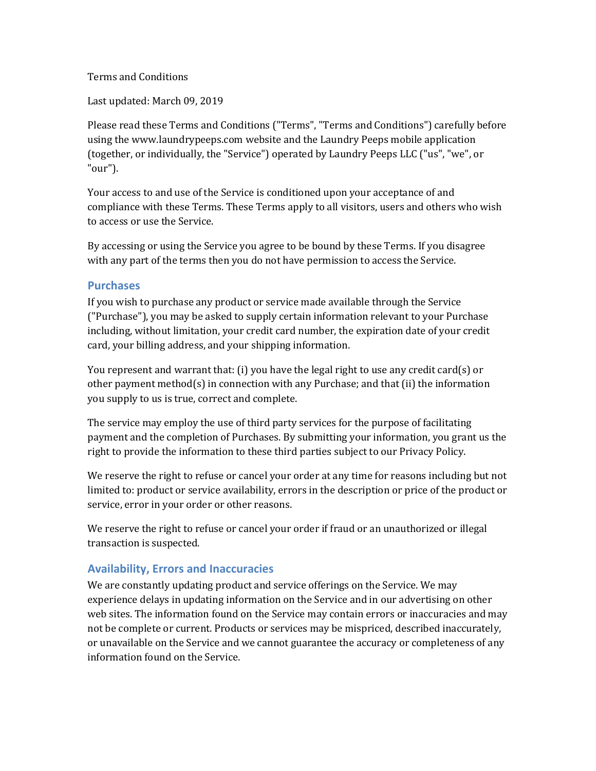Terms and Conditions

Last updated: March 09, 2019

Please read these Terms and Conditions ("Terms", "Terms and Conditions") carefully before using the www.laundrypeeps.com website and the Laundry Peeps mobile application (together, or individually, the "Service") operated by Laundry Peeps LLC ("us", "we", or "our").

Your access to and use of the Service is conditioned upon your acceptance of and compliance with these Terms. These Terms apply to all visitors, users and others who wish to access or use the Service.

By accessing or using the Service you agree to be bound by these Terms. If you disagree with any part of the terms then you do not have permission to access the Service.

## Purchases

If you wish to purchase any product or service made available through the Service ("Purchase"), you may be asked to supply certain information relevant to your Purchase including, without limitation, your credit card number, the expiration date of your credit card, your billing address, and your shipping information.

You represent and warrant that: (i) you have the legal right to use any credit card(s) or other payment method(s) in connection with any Purchase; and that (ii) the information you supply to us is true, correct and complete.

The service may employ the use of third party services for the purpose of facilitating payment and the completion of Purchases. By submitting your information, you grant us the right to provide the information to these third parties subject to our Privacy Policy.

We reserve the right to refuse or cancel your order at any time for reasons including but not limited to: product or service availability, errors in the description or price of the product or service, error in your order or other reasons.

We reserve the right to refuse or cancel your order if fraud or an unauthorized or illegal transaction is suspected.

## Availability, Errors and Inaccuracies

We are constantly updating product and service offerings on the Service. We may experience delays in updating information on the Service and in our advertising on other web sites. The information found on the Service may contain errors or inaccuracies and may not be complete or current. Products or services may be mispriced, described inaccurately, or unavailable on the Service and we cannot guarantee the accuracy or completeness of any information found on the Service.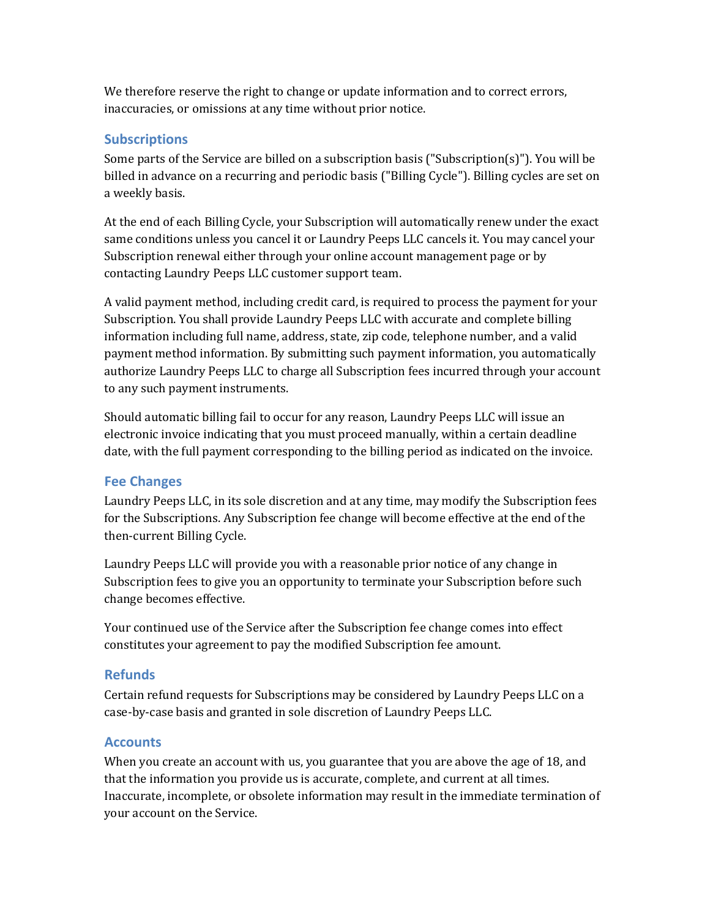We therefore reserve the right to change or update information and to correct errors, inaccuracies, or omissions at any time without prior notice.

## Subscriptions

Some parts of the Service are billed on a subscription basis ("Subscription(s)"). You will be billed in advance on a recurring and periodic basis ("Billing Cycle"). Billing cycles are set on a weekly basis.

At the end of each Billing Cycle, your Subscription will automatically renew under the exact same conditions unless you cancel it or Laundry Peeps LLC cancels it. You may cancel your Subscription renewal either through your online account management page or by contacting Laundry Peeps LLC customer support team.

A valid payment method, including credit card, is required to process the payment for your Subscription. You shall provide Laundry Peeps LLC with accurate and complete billing information including full name, address, state, zip code, telephone number, and a valid payment method information. By submitting such payment information, you automatically authorize Laundry Peeps LLC to charge all Subscription fees incurred through your account to any such payment instruments.

Should automatic billing fail to occur for any reason, Laundry Peeps LLC will issue an electronic invoice indicating that you must proceed manually, within a certain deadline date, with the full payment corresponding to the billing period as indicated on the invoice.

## Fee Changes

Laundry Peeps LLC, in its sole discretion and at any time, may modify the Subscription fees for the Subscriptions. Any Subscription fee change will become effective at the end of the then-current Billing Cycle.

Laundry Peeps LLC will provide you with a reasonable prior notice of any change in Subscription fees to give you an opportunity to terminate your Subscription before such change becomes effective.

Your continued use of the Service after the Subscription fee change comes into effect constitutes your agreement to pay the modified Subscription fee amount.

## Refunds

Certain refund requests for Subscriptions may be considered by Laundry Peeps LLC on a case-by-case basis and granted in sole discretion of Laundry Peeps LLC.

## Accounts

When you create an account with us, you guarantee that you are above the age of 18, and that the information you provide us is accurate, complete, and current at all times. Inaccurate, incomplete, or obsolete information may result in the immediate termination of your account on the Service.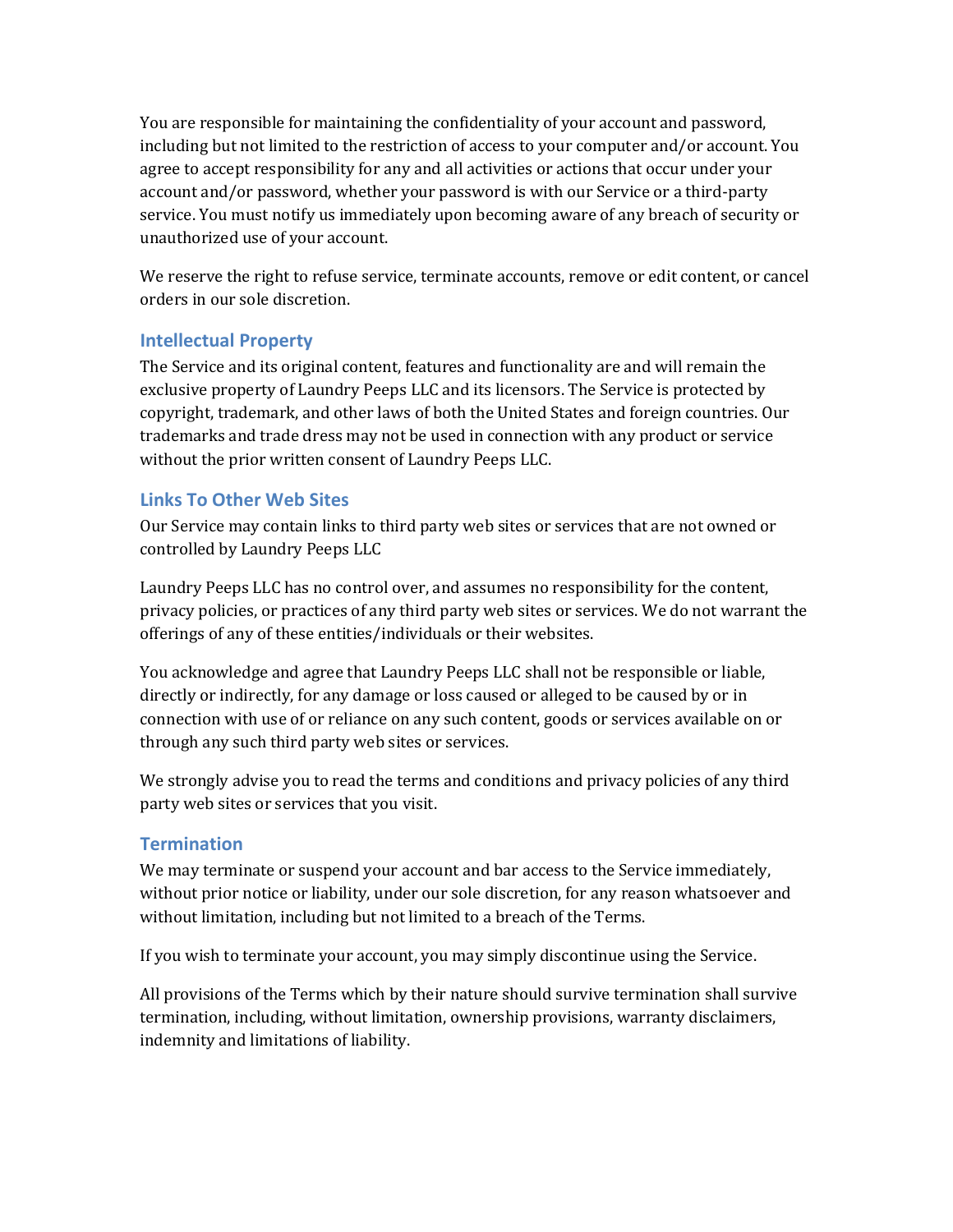You are responsible for maintaining the confidentiality of your account and password, including but not limited to the restriction of access to your computer and/or account. You agree to accept responsibility for any and all activities or actions that occur under your account and/or password, whether your password is with our Service or a third-party service. You must notify us immediately upon becoming aware of any breach of security or unauthorized use of your account.

We reserve the right to refuse service, terminate accounts, remove or edit content, or cancel orders in our sole discretion.

## Intellectual Property

The Service and its original content, features and functionality are and will remain the exclusive property of Laundry Peeps LLC and its licensors. The Service is protected by copyright, trademark, and other laws of both the United States and foreign countries. Our trademarks and trade dress may not be used in connection with any product or service without the prior written consent of Laundry Peeps LLC.

## Links To Other Web Sites

Our Service may contain links to third party web sites or services that are not owned or controlled by Laundry Peeps LLC

Laundry Peeps LLC has no control over, and assumes no responsibility for the content, privacy policies, or practices of any third party web sites or services. We do not warrant the offerings of any of these entities/individuals or their websites.

You acknowledge and agree that Laundry Peeps LLC shall not be responsible or liable, directly or indirectly, for any damage or loss caused or alleged to be caused by or in connection with use of or reliance on any such content, goods or services available on or through any such third party web sites or services.

We strongly advise you to read the terms and conditions and privacy policies of any third party web sites or services that you visit.

## Termination

We may terminate or suspend your account and bar access to the Service immediately, without prior notice or liability, under our sole discretion, for any reason whatsoever and without limitation, including but not limited to a breach of the Terms.

If you wish to terminate your account, you may simply discontinue using the Service.

All provisions of the Terms which by their nature should survive termination shall survive termination, including, without limitation, ownership provisions, warranty disclaimers, indemnity and limitations of liability.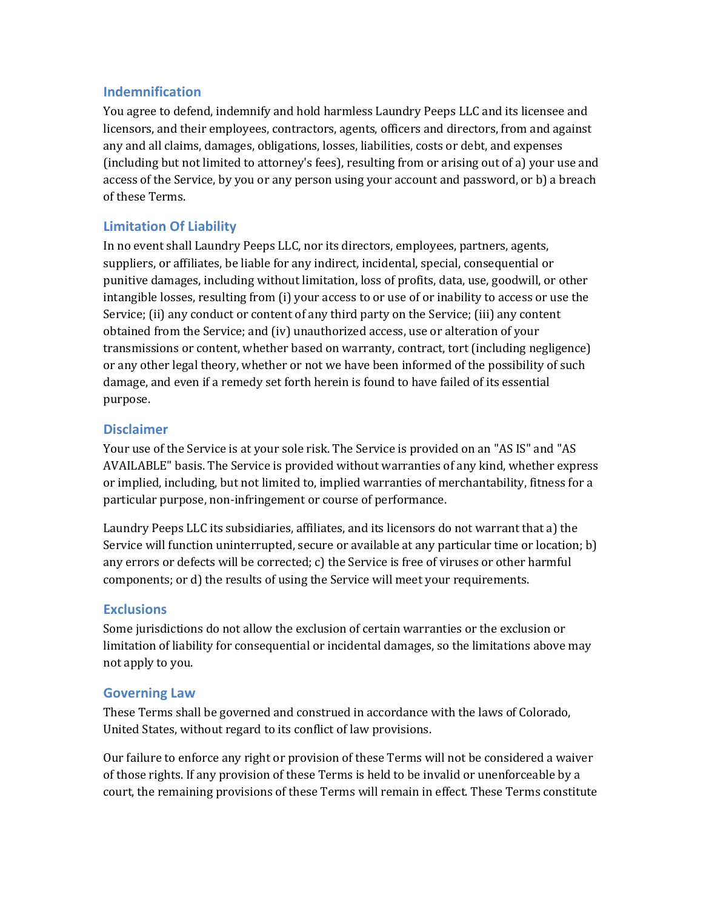## Indemnification

You agree to defend, indemnify and hold harmless Laundry Peeps LLC and its licensee and licensors, and their employees, contractors, agents, officers and directors, from and against any and all claims, damages, obligations, losses, liabilities, costs or debt, and expenses (including but not limited to attorney's fees), resulting from or arising out of a) your use and access of the Service, by you or any person using your account and password, or b) a breach of these Terms.

## Limitation Of Liability

In no event shall Laundry Peeps LLC, nor its directors, employees, partners, agents, suppliers, or affiliates, be liable for any indirect, incidental, special, consequential or punitive damages, including without limitation, loss of profits, data, use, goodwill, or other intangible losses, resulting from (i) your access to or use of or inability to access or use the Service; (ii) any conduct or content of any third party on the Service; (iii) any content obtained from the Service; and (iv) unauthorized access, use or alteration of your transmissions or content, whether based on warranty, contract, tort (including negligence) or any other legal theory, whether or not we have been informed of the possibility of such damage, and even if a remedy set forth herein is found to have failed of its essential purpose.

## Disclaimer

Your use of the Service is at your sole risk. The Service is provided on an "AS IS" and "AS AVAILABLE" basis. The Service is provided without warranties of any kind, whether express or implied, including, but not limited to, implied warranties of merchantability, fitness for a particular purpose, non-infringement or course of performance.

Laundry Peeps LLC its subsidiaries, affiliates, and its licensors do not warrant that a) the Service will function uninterrupted, secure or available at any particular time or location; b) any errors or defects will be corrected; c) the Service is free of viruses or other harmful components; or d) the results of using the Service will meet your requirements.

## Exclusions

Some jurisdictions do not allow the exclusion of certain warranties or the exclusion or limitation of liability for consequential or incidental damages, so the limitations above may not apply to you.

## Governing Law

These Terms shall be governed and construed in accordance with the laws of Colorado, United States, without regard to its conflict of law provisions.

Our failure to enforce any right or provision of these Terms will not be considered a waiver of those rights. If any provision of these Terms is held to be invalid or unenforceable by a court, the remaining provisions of these Terms will remain in effect. These Terms constitute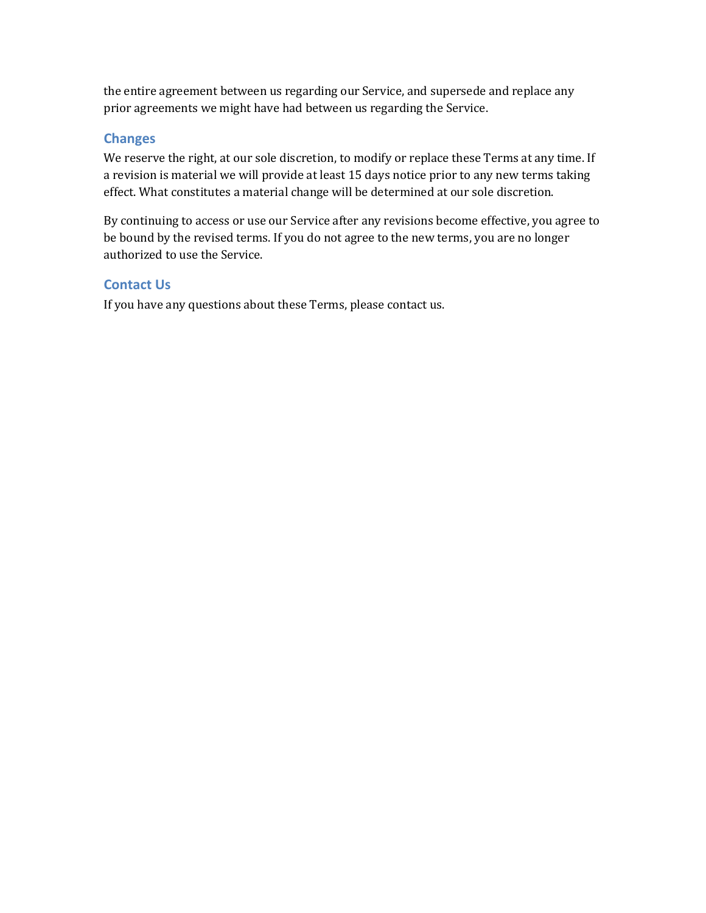the entire agreement between us regarding our Service, and supersede and replace any prior agreements we might have had between us regarding the Service.

## Changes

We reserve the right, at our sole discretion, to modify or replace these Terms at any time. If a revision is material we will provide at least 15 days notice prior to any new terms taking effect. What constitutes a material change will be determined at our sole discretion.

By continuing to access or use our Service after any revisions become effective, you agree to be bound by the revised terms. If you do not agree to the new terms, you are no longer authorized to use the Service.

## Contact Us

If you have any questions about these Terms, please contact us.